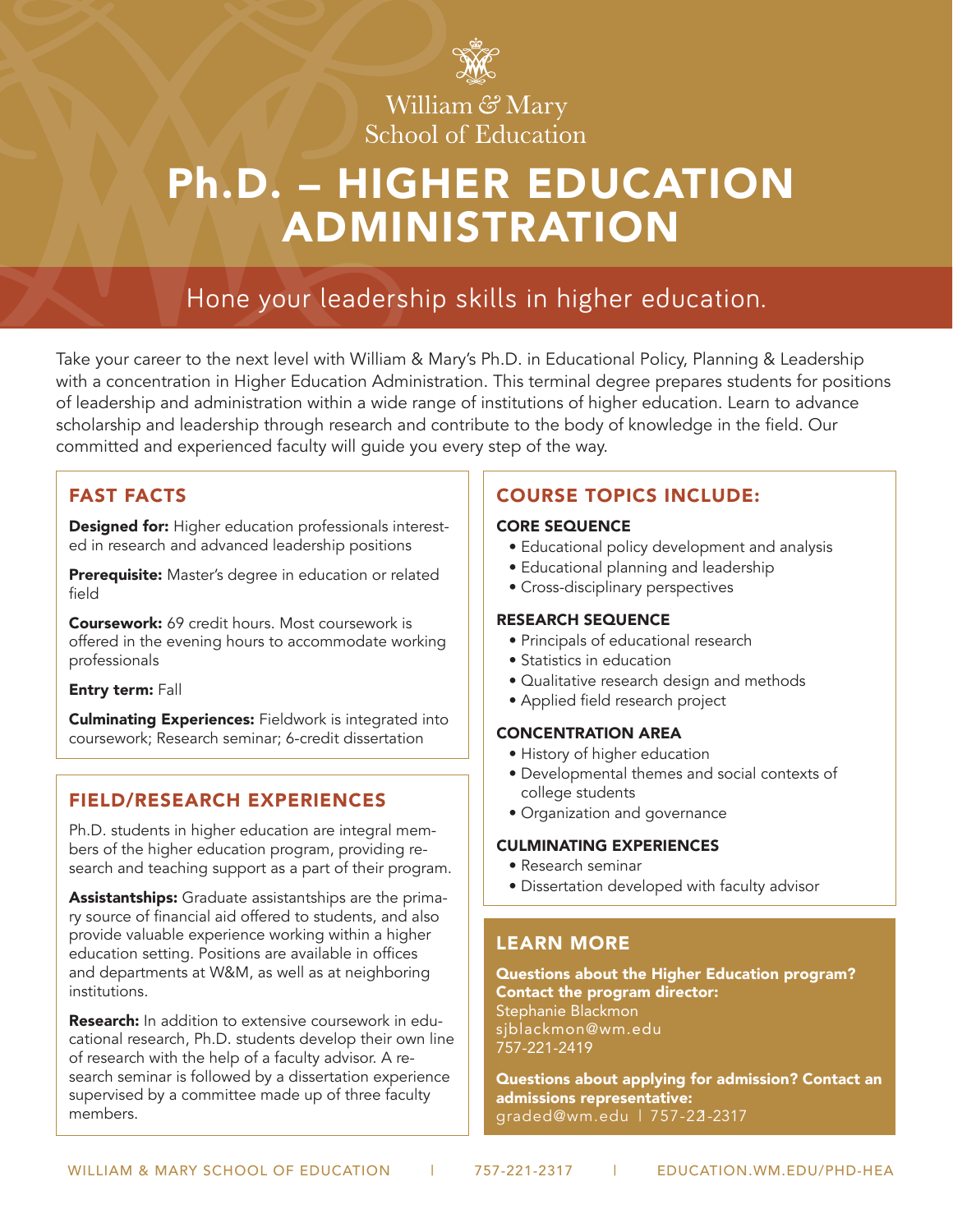William & Mary
School of Education

# Ph.D. – HIGHER EDUCATION ADMINISTRATION

## Hone your leadership skills in higher education.

Take your career to the next level with William & Mary's Ph.D. in Educational Policy, Planning & Leadership with a concentration in Higher Education Administration. This terminal degree prepares students for positions of leadership and administration within a wide range of institutions of higher education. Learn to advance scholarship and leadership through research and contribute to the body of knowledge in the field. Our committed and experienced faculty will guide you every step of the way.

### FAST FACTS

**Designed for:** Higher education professionals interested in research and advanced leadership positions

**Prerequisite:** Master's degree in education or related field

**Coursework:** 69 credit hours. Most coursework is offered in the evening hours to accommodate working professionals

**Entry term:** Fall

**Culminating Experiences:** Fieldwork is integrated into coursework; Research seminar; 6-credit dissertation

### FIELD/RESEARCH EXPERIENCES

Ph.D. students in higher education are integral members of the higher education program, providing research and teaching support as a part of their program.

**Assistantships:** Graduate assistantships are the primary source of financial aid offered to students, and also provide valuable experience working within a higher education setting. Positions are available in offices and departments at W&M, as well as at neighboring institutions.

**Research:** In addition to extensive coursework in educational research, Ph.D. students develop their own line of research with the help of a faculty advisor. A research seminar is followed by a dissertation experience supervised by a committee made up of three faculty members.

### COURSE TOPICS INCLUDE:

**CORE SEQUENCE**

- Educational policy development and analysis
- Educational planning and leadership
- Cross-disciplinary perspectives

**RESEARCH SEQUENCE**

- Principals of educational research
- Statistics in education
- Qualitative research design and methods
- Applied field research project

**CONCENTRATION AREA**

- History of higher education
- Developmental themes and social contexts of college students
- Organization and governance

**CULMINATING EXPERIENCES**

- Research seminar
- Dissertation developed with faculty advisor

### LEARN MORE

**Questions about the Higher Education program? Contact the program director:**
Stephanie Blackmon
sjblackmon@wm.edu
757-221-2419

**Questions about applying for admission? Contact an admissions representative:**
graded@wm.edu | 757-221-2317

WILLIAM & MARY SCHOOL OF EDUCATION | 757-221-2317 | EDUCATION.WM.EDU/PHD-HEA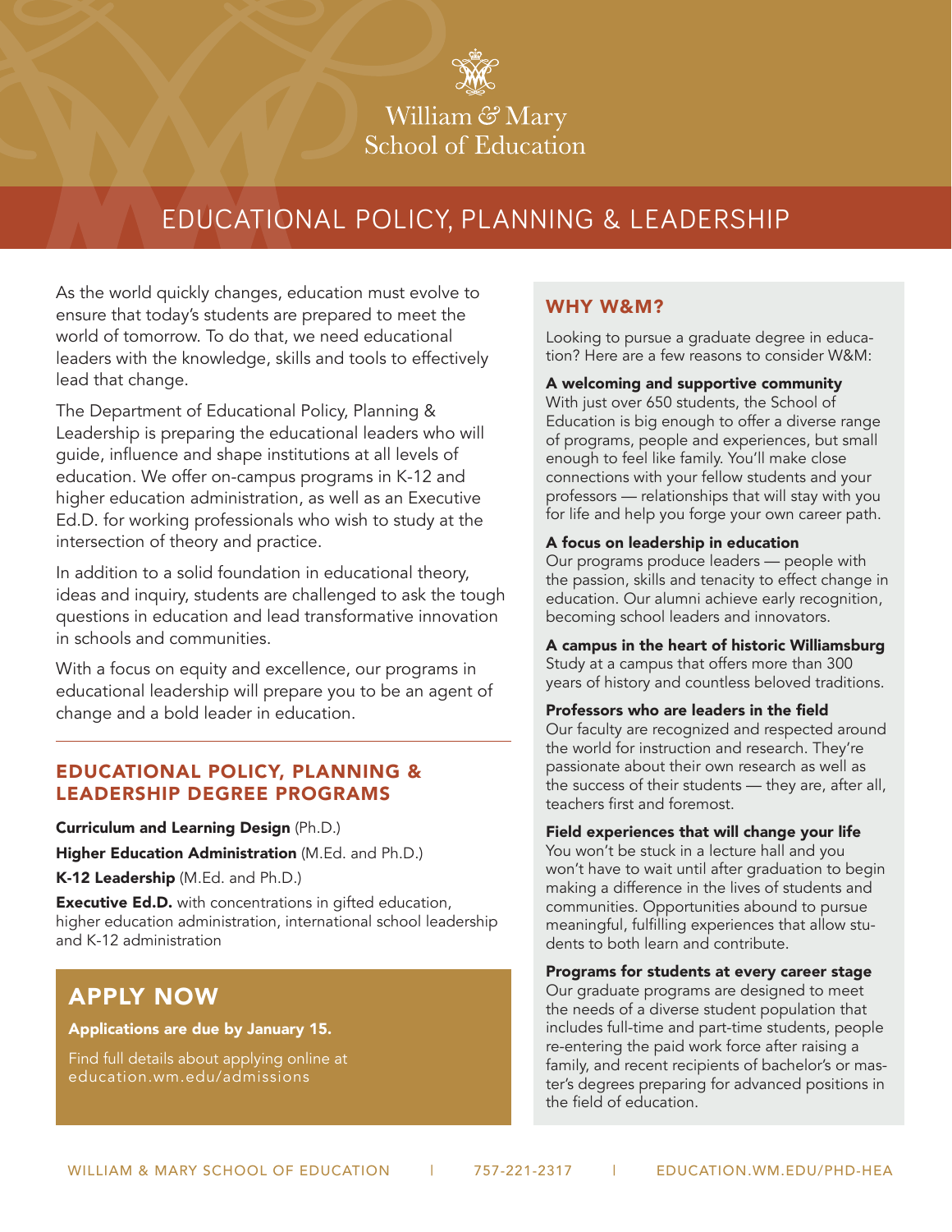William & Mary
School of Education

# EDUCATIONAL POLICY, PLANNING & LEADERSHIP

As the world quickly changes, education must evolve to ensure that today's students are prepared to meet the world of tomorrow. To do that, we need educational leaders with the knowledge, skills and tools to effectively lead that change.

The Department of Educational Policy, Planning & Leadership is preparing the educational leaders who will guide, influence and shape institutions at all levels of education. We offer on-campus programs in K-12 and higher education administration, as well as an Executive Ed.D. for working professionals who wish to study at the intersection of theory and practice.

In addition to a solid foundation in educational theory, ideas and inquiry, students are challenged to ask the tough questions in education and lead transformative innovation in schools and communities.

With a focus on equity and excellence, our programs in educational leadership will prepare you to be an agent of change and a bold leader in education.

## EDUCATIONAL POLICY, PLANNING & LEADERSHIP DEGREE PROGRAMS

**Curriculum and Learning Design** (Ph.D.)

**Higher Education Administration** (M.Ed. and Ph.D.)

**K-12 Leadership** (M.Ed. and Ph.D.)

**Executive Ed.D.** with concentrations in gifted education, higher education administration, international school leadership and K-12 administration

## APPLY NOW

**Applications are due by January 15.**

Find full details about applying online at education.wm.edu/admissions

## WHY W&M?

Looking to pursue a graduate degree in education? Here are a few reasons to consider W&M:

**A welcoming and supportive community**
With just over 650 students, the School of Education is big enough to offer a diverse range of programs, people and experiences, but small enough to feel like family. You'll make close connections with your fellow students and your professors — relationships that will stay with you for life and help you forge your own career path.

**A focus on leadership in education**
Our programs produce leaders — people with the passion, skills and tenacity to effect change in education. Our alumni achieve early recognition, becoming school leaders and innovators.

**A campus in the heart of historic Williamsburg**
Study at a campus that offers more than 300 years of history and countless beloved traditions.

**Professors who are leaders in the field**
Our faculty are recognized and respected around the world for instruction and research. They're passionate about their own research as well as the success of their students — they are, after all, teachers first and foremost.

**Field experiences that will change your life**
You won't be stuck in a lecture hall and you won't have to wait until after graduation to begin making a difference in the lives of students and communities. Opportunities abound to pursue meaningful, fulfilling experiences that allow students to both learn and contribute.

**Programs for students at every career stage**
Our graduate programs are designed to meet the needs of a diverse student population that includes full-time and part-time students, people re-entering the paid work force after raising a family, and recent recipients of bachelor's or master's degrees preparing for advanced positions in the field of education.

WILLIAM & MARY SCHOOL OF EDUCATION | 757-221-2317 | EDUCATION.WM.EDU/PHD-HEA